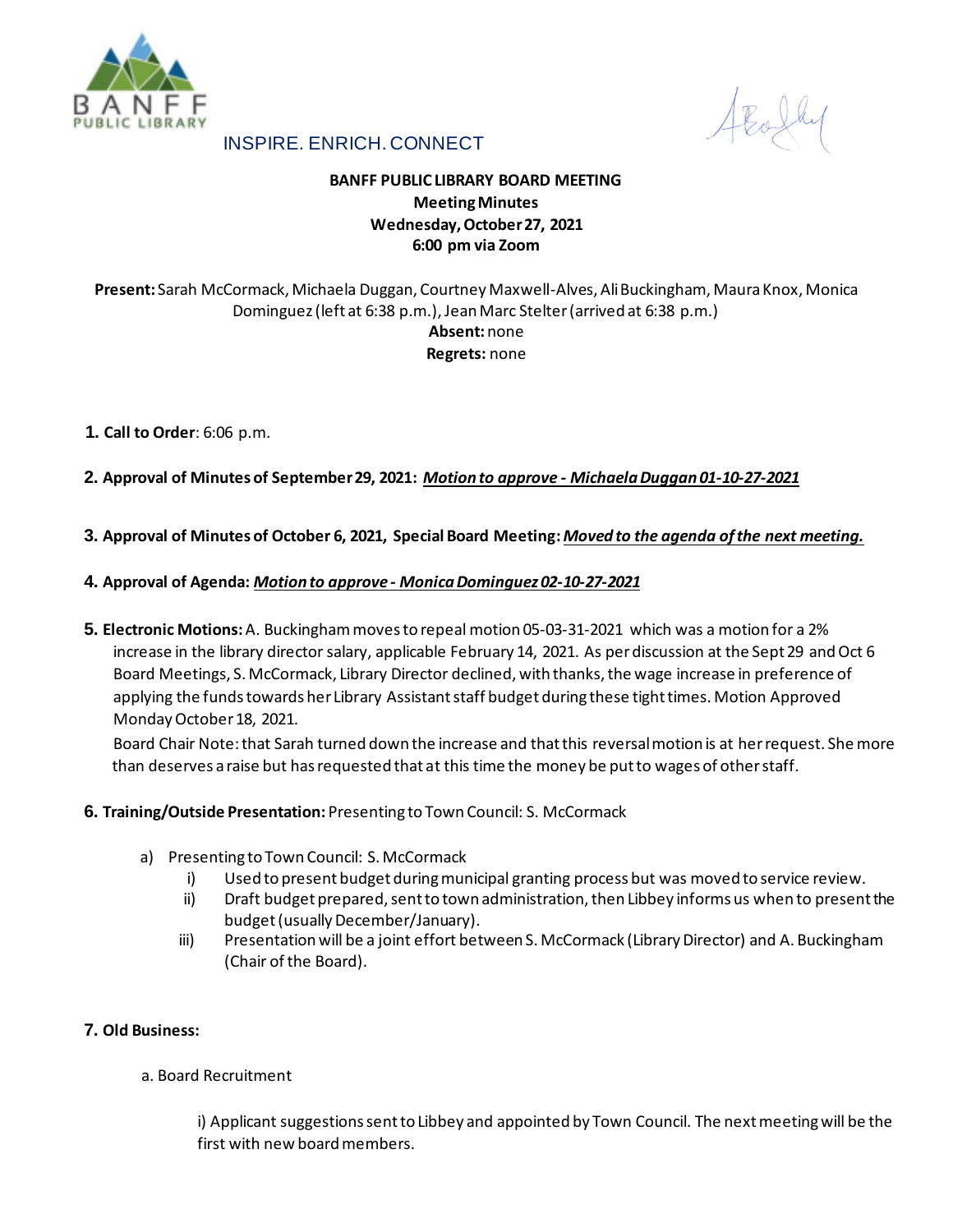INSPIRE. ENRICH. CONNECT

**BANFF PUBLIC LIBRARY BOARD MEETING**
**Meeting Minutes**
**Wednesday, October 27, 2021**
**6:00 pm via Zoom**

**Present:** Sarah McCormack, Michaela Duggan, Courtney Maxwell-Alves, Ali Buckingham, Maura Knox, Monica Dominguez (left at 6:38 p.m.), Jean Marc Stelter (arrived at 6:38 p.m.)
**Absent:** none
**Regrets:** none

1. **Call to Order**: 6:06 p.m.

2. **Approval of Minutes of September 29, 2021:** ***Motion to approve - Michaela Duggan 01-10-27-2021***

3. **Approval of Minutes of October 6, 2021, Special Board Meeting:** ***Moved to the agenda of the next meeting.***

4. **Approval of Agenda:** ***Motion to approve - Monica Dominguez 02-10-27-2021***

5. **Electronic Motions:** A. Buckingham moves to repeal motion 05-03-31-2021 which was a motion for a 2% increase in the library director salary, applicable February 14, 2021. As per discussion at the Sept 29 and Oct 6 Board Meetings, S. McCormack, Library Director declined, with thanks, the wage increase in preference of applying the funds towards her Library Assistant staff budget during these tight times. Motion Approved Monday October 18, 2021.
   Board Chair Note: that Sarah turned down the increase and that this reversal motion is at her request. She more than deserves a raise but has requested that at this time the money be put to wages of other staff.

6. **Training/Outside Presentation:** Presenting to Town Council: S. McCormack

   a) Presenting to Town Council: S. McCormack
      i) Used to present budget during municipal granting process but was moved to service review.
      ii) Draft budget prepared, sent to town administration, then Libbey informs us when to present the budget (usually December/January).
      iii) Presentation will be a joint effort between S. McCormack (Library Director) and A. Buckingham (Chair of the Board).

7. **Old Business:**

   a. Board Recruitment

      i) Applicant suggestions sent to Libbey and appointed by Town Council. The next meeting will be the first with new board members.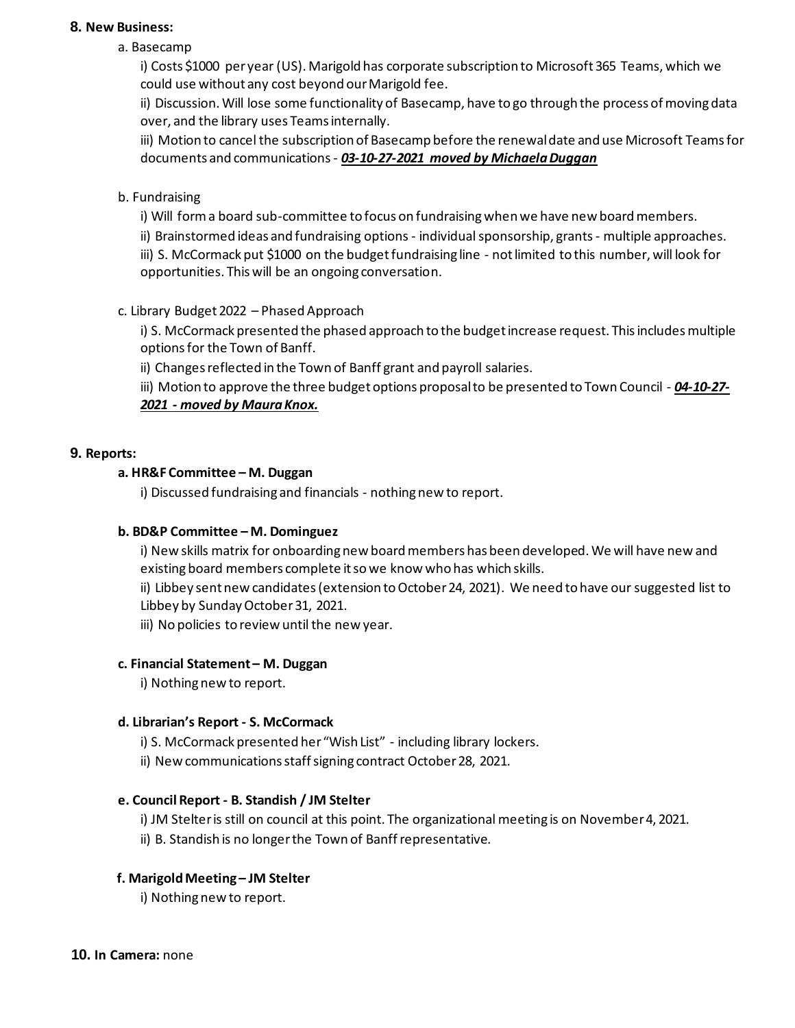**8. New Business:**

a. Basecamp

i) Costs $1000 per year (US). Marigold has corporate subscription to Microsoft 365 Teams, which we could use without any cost beyond our Marigold fee.

ii) Discussion. Will lose some functionality of Basecamp, have to go through the process of moving data over, and the library uses Teams internally.

iii) Motion to cancel the subscription of Basecamp before the renewal date and use Microsoft Teams for documents and communications - ***<u>03-10-27-2021 moved by Michaela Duggan</u>***

b. Fundraising

i) Will form a board sub-committee to focus on fundraising when we have new board members.

ii) Brainstormed ideas and fundraising options - individual sponsorship, grants - multiple approaches.

iii) S. McCormack put $1000 on the budget fundraising line - not limited to this number, will look for opportunities. This will be an ongoing conversation.

c. Library Budget 2022 – Phased Approach

i) S. McCormack presented the phased approach to the budget increase request. This includes multiple options for the Town of Banff.

ii) Changes reflected in the Town of Banff grant and payroll salaries.

iii) Motion to approve the three budget options proposal to be presented to Town Council - ***<u>04-10-27-2021 - moved by Maura Knox.</u>***

**9. Reports:**

**a. HR&F Committee – M. Duggan**

i) Discussed fundraising and financials - nothing new to report.

**b. BD&P Committee – M. Dominguez**

i) New skills matrix for onboarding new board members has been developed. We will have new and existing board members complete it so we know who has which skills.

ii) Libbey sent new candidates (extension to October 24, 2021). We need to have our suggested list to Libbey by Sunday October 31, 2021.

iii) No policies to review until the new year.

**c. Financial Statement – M. Duggan**

i) Nothing new to report.

**d. Librarian's Report - S. McCormack**

i) S. McCormack presented her "Wish List" - including library lockers.

ii) New communications staff signing contract October 28, 2021.

**e. Council Report - B. Standish / JM Stelter**

i) JM Stelter is still on council at this point. The organizational meeting is on November 4, 2021.

ii) B. Standish is no longer the Town of Banff representative.

**f. Marigold Meeting – JM Stelter**

i) Nothing new to report.

**10. In Camera:** none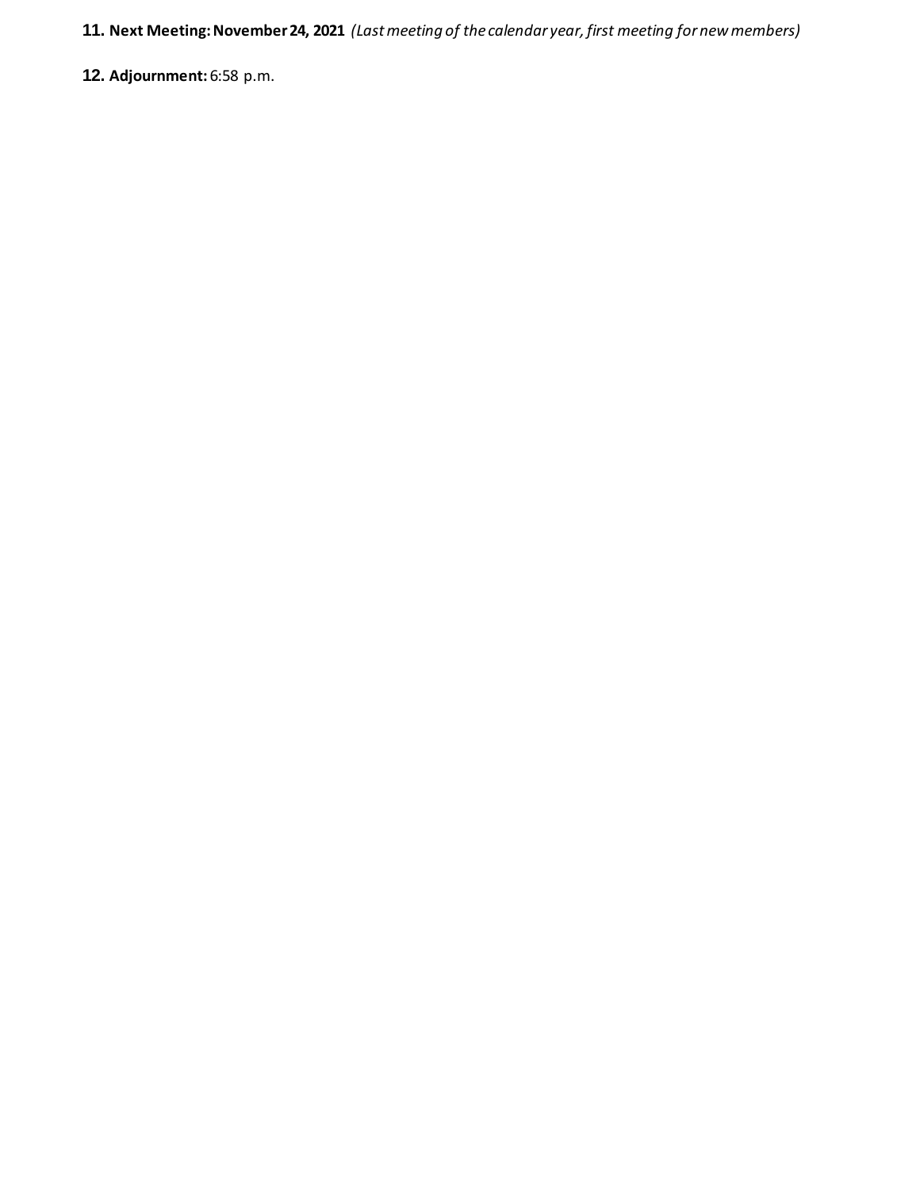**11. Next Meeting: November 24, 2021** *(Last meeting of the calendar year, first meeting for new members)*

**12. Adjournment:** 6:58 p.m.